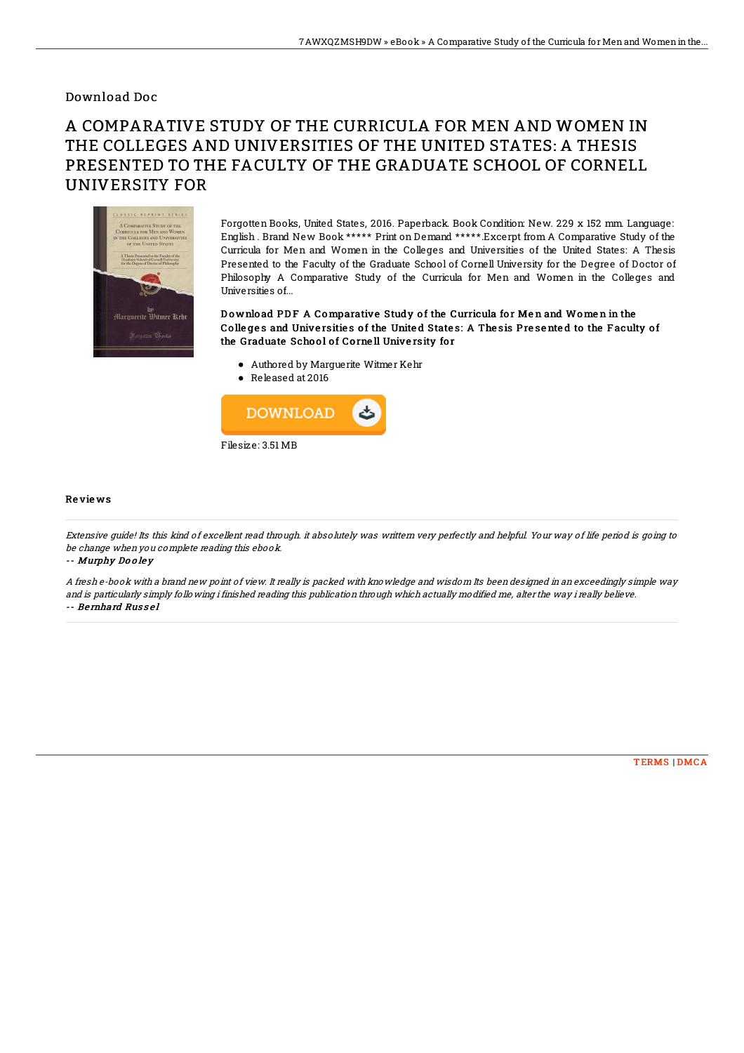Download Doc

# A COMPARATIVE STUDY OF THE CURRICULA FOR MEN AND WOMEN IN THE COLLEGES AND UNIVERSITIES OF THE UNITED STATES: A THESIS PRESENTED TO THE FACULTY OF THE GRADUATE SCHOOL OF CORNELL UNIVERSITY FOR

Forgotten Books, United States, 2016. Paperback. Book Condition: New. 229 x 152 mm. Language: English . Brand New Book ***** Print on Demand *****.Excerpt from A Comparative Study of the Curricula for Men and Women in the Colleges and Universities of the United States: A Thesis Presented to the Faculty of the Graduate School of Cornell University for the Degree of Doctor of Philosophy A Comparative Study of the Curricula for Men and Women in the Colleges and Universities of...

**Download PDF A Comparative Study of the Curricula for Men and Women in the Colleges and Universities of the United States: A Thesis Presented to the Faculty of the Graduate School of Cornell University for**

- Authored by Marguerite Witmer Kehr
- Released at 2016

DOWNLOAD

Filesize: 3.51 MB

## Reviews

*Extensive guide! Its this kind of excellent read through. it absolutely was writtern very perfectly and helpful. Your way of life period is going to be change when you complete reading this ebook.*

-- ***Murphy Dooley***

*A fresh e-book with a brand new point of view. It really is packed with knowledge and wisdom Its been designed in an exceedingly simple way and is particularly simply following i finished reading this publication through which actually modified me, alter the way i really believe.*

-- ***Bernhard Russel***

TERMS | DMCA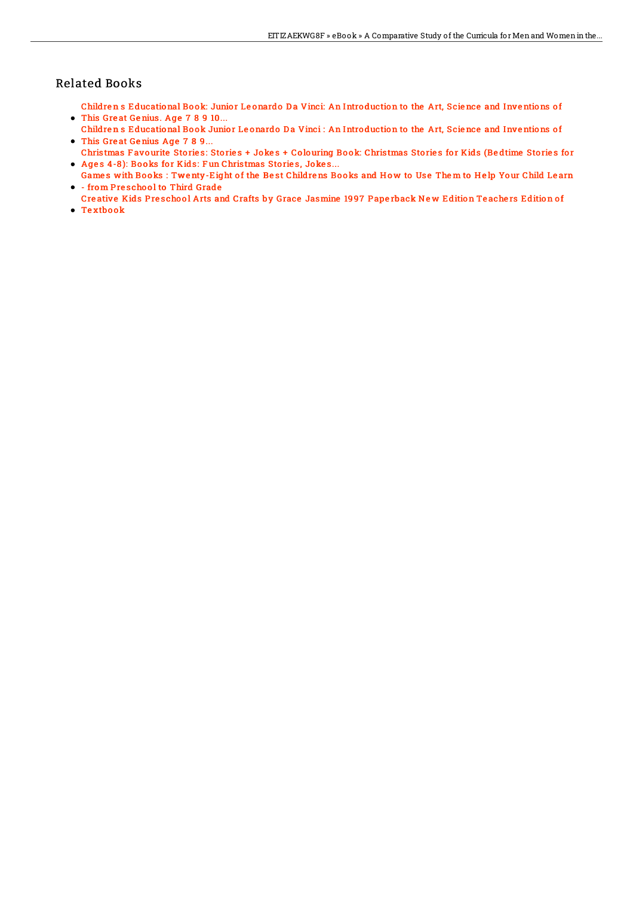## Related Books

- Children s Educational Book: Junior Leonardo Da Vinci: An Introduction to the Art, Science and Inventions of This Great Genius. Age 7 8 9 10...
- Children s Educational Book Junior Leonardo Da Vinci : An Introduction to the Art, Science and Inventions of This Great Genius Age 7 8 9...
- Christmas Favourite Stories: Stories + Jokes + Colouring Book: Christmas Stories for Kids (Bedtime Stories for Ages 4-8): Books for Kids: Fun Christmas Stories, Jokes...
- Games with Books : Twenty-Eight of the Best Childrens Books and How to Use Them to Help Your Child Learn - from Preschool to Third Grade
- Creative Kids Preschool Arts and Crafts by Grace Jasmine 1997 Paperback New Edition Teachers Edition of Textbook